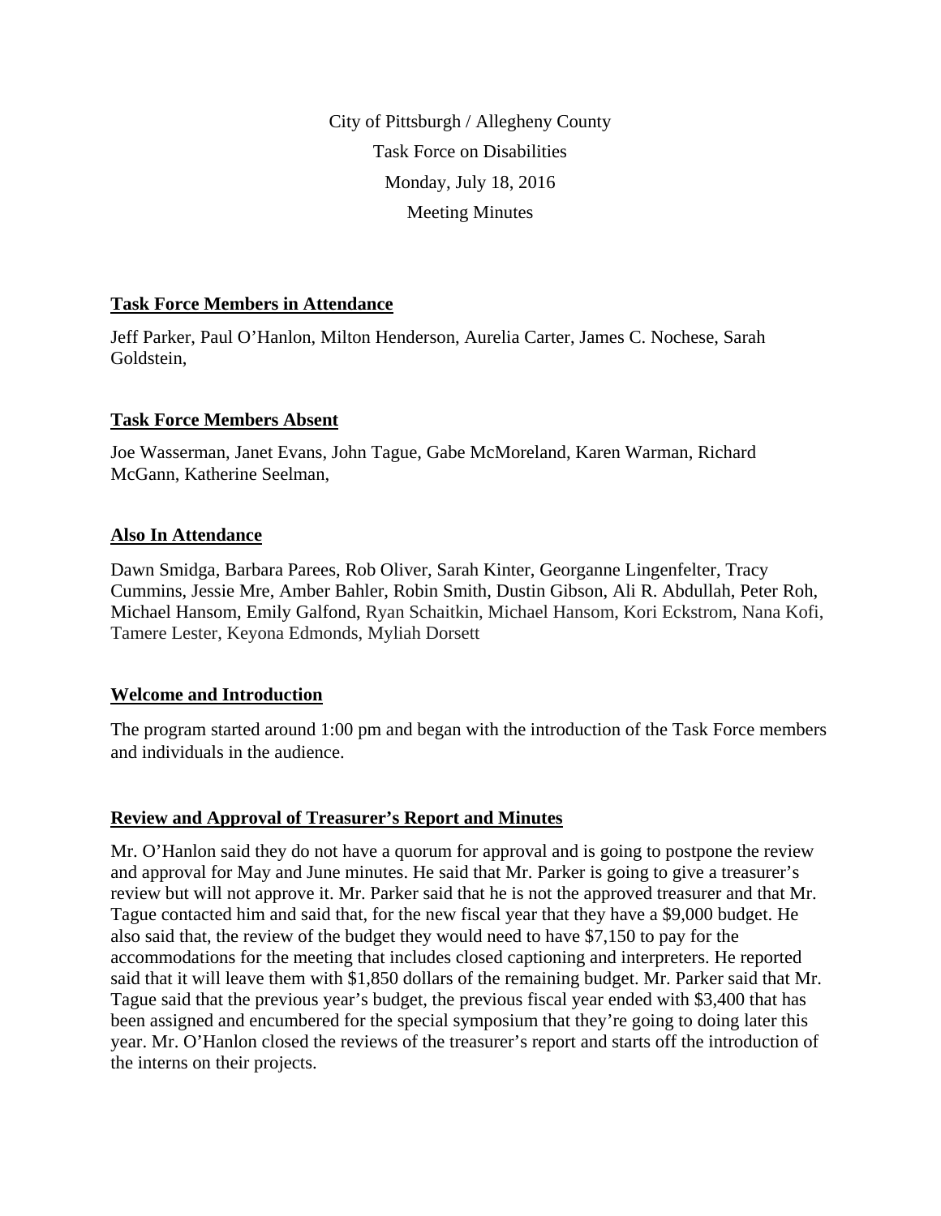City of Pittsburgh / Allegheny County

Task Force on Disabilities

Monday, July 18, 2016

Meeting Minutes

## Task Force Members in Attendance

Jeff Parker, Paul O'Hanlon, Milton Henderson, Aurelia Carter, James C. Nochese, Sarah Goldstein,

## Task Force Members Absent

Joe Wasserman, Janet Evans, John Tague, Gabe McMoreland, Karen Warman, Richard McGann, Katherine Seelman,

## Also In Attendance

Dawn Smidga, Barbara Parees, Rob Oliver, Sarah Kinter, Georganne Lingenfelter, Tracy Cummins, Jessie Mre, Amber Bahler, Robin Smith, Dustin Gibson, Ali R. Abdullah, Peter Roh, Michael Hansom, Emily Galfond, Ryan Schaitkin, Michael Hansom, Kori Eckstrom, Nana Kofi, Tamere Lester, Keyona Edmonds, Myliah Dorsett

## Welcome and Introduction

The program started around 1:00 pm and began with the introduction of the Task Force members and individuals in the audience.

## Review and Approval of Treasurer's Report and Minutes

Mr. O'Hanlon said they do not have a quorum for approval and is going to postpone the review and approval for May and June minutes. He said that Mr. Parker is going to give a treasurer's review but will not approve it. Mr. Parker said that he is not the approved treasurer and that Mr. Tague contacted him and said that, for the new fiscal year that they have a $9,000 budget. He also said that, the review of the budget they would need to have $7,150 to pay for the accommodations for the meeting that includes closed captioning and interpreters. He reported said that it will leave them with $1,850 dollars of the remaining budget. Mr. Parker said that Mr. Tague said that the previous year's budget, the previous fiscal year ended with $3,400 that has been assigned and encumbered for the special symposium that they're going to doing later this year. Mr. O'Hanlon closed the reviews of the treasurer's report and starts off the introduction of the interns on their projects.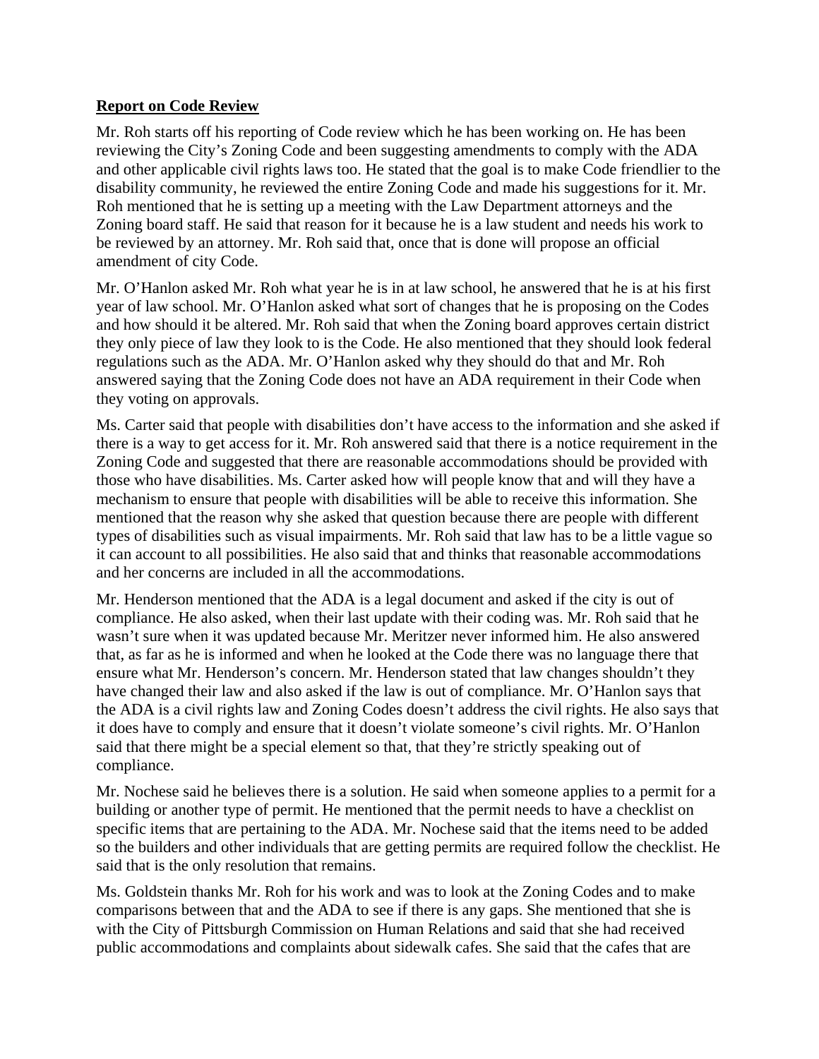## **Report on Code Review**

Mr. Roh starts off his reporting of Code review which he has been working on. He has been reviewing the City's Zoning Code and been suggesting amendments to comply with the ADA and other applicable civil rights laws too. He stated that the goal is to make Code friendlier to the disability community, he reviewed the entire Zoning Code and made his suggestions for it. Mr. Roh mentioned that he is setting up a meeting with the Law Department attorneys and the Zoning board staff. He said that reason for it because he is a law student and needs his work to be reviewed by an attorney. Mr. Roh said that, once that is done will propose an official amendment of city Code.

Mr. O'Hanlon asked Mr. Roh what year he is in at law school, he answered that he is at his first year of law school. Mr. O'Hanlon asked what sort of changes that he is proposing on the Codes and how should it be altered. Mr. Roh said that when the Zoning board approves certain district they only piece of law they look to is the Code. He also mentioned that they should look federal regulations such as the ADA. Mr. O'Hanlon asked why they should do that and Mr. Roh answered saying that the Zoning Code does not have an ADA requirement in their Code when they voting on approvals.

Ms. Carter said that people with disabilities don't have access to the information and she asked if there is a way to get access for it. Mr. Roh answered said that there is a notice requirement in the Zoning Code and suggested that there are reasonable accommodations should be provided with those who have disabilities. Ms. Carter asked how will people know that and will they have a mechanism to ensure that people with disabilities will be able to receive this information. She mentioned that the reason why she asked that question because there are people with different types of disabilities such as visual impairments. Mr. Roh said that law has to be a little vague so it can account to all possibilities. He also said that and thinks that reasonable accommodations and her concerns are included in all the accommodations.

Mr. Henderson mentioned that the ADA is a legal document and asked if the city is out of compliance. He also asked, when their last update with their coding was. Mr. Roh said that he wasn't sure when it was updated because Mr. Meritzer never informed him. He also answered that, as far as he is informed and when he looked at the Code there was no language there that ensure what Mr. Henderson's concern. Mr. Henderson stated that law changes shouldn't they have changed their law and also asked if the law is out of compliance. Mr. O'Hanlon says that the ADA is a civil rights law and Zoning Codes doesn't address the civil rights. He also says that it does have to comply and ensure that it doesn't violate someone's civil rights. Mr. O'Hanlon said that there might be a special element so that, that they're strictly speaking out of compliance.

Mr. Nochese said he believes there is a solution. He said when someone applies to a permit for a building or another type of permit. He mentioned that the permit needs to have a checklist on specific items that are pertaining to the ADA. Mr. Nochese said that the items need to be added so the builders and other individuals that are getting permits are required follow the checklist. He said that is the only resolution that remains.

Ms. Goldstein thanks Mr. Roh for his work and was to look at the Zoning Codes and to make comparisons between that and the ADA to see if there is any gaps. She mentioned that she is with the City of Pittsburgh Commission on Human Relations and said that she had received public accommodations and complaints about sidewalk cafes. She said that the cafes that are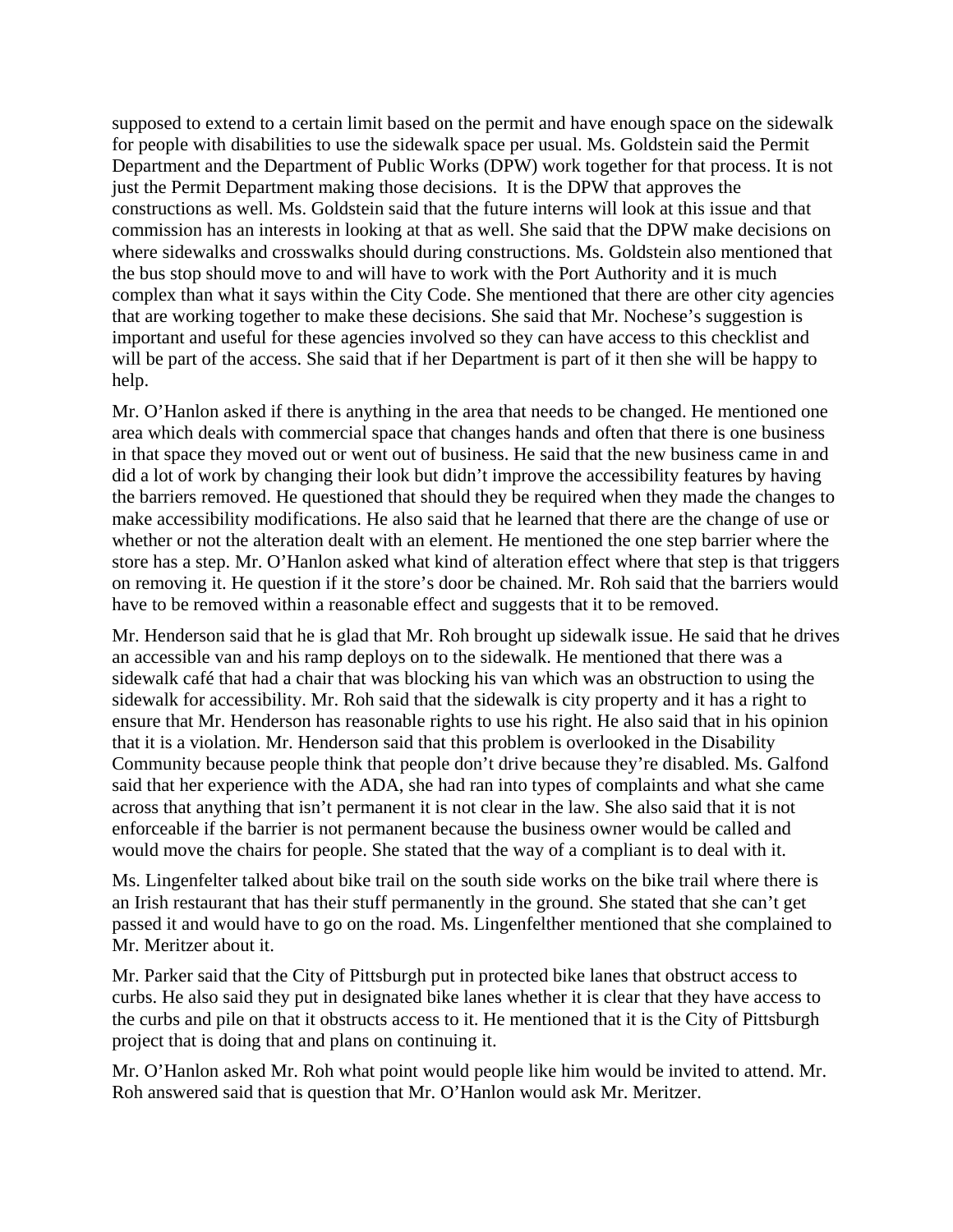supposed to extend to a certain limit based on the permit and have enough space on the sidewalk for people with disabilities to use the sidewalk space per usual. Ms. Goldstein said the Permit Department and the Department of Public Works (DPW) work together for that process. It is not just the Permit Department making those decisions. It is the DPW that approves the constructions as well. Ms. Goldstein said that the future interns will look at this issue and that commission has an interests in looking at that as well. She said that the DPW make decisions on where sidewalks and crosswalks should during constructions. Ms. Goldstein also mentioned that the bus stop should move to and will have to work with the Port Authority and it is much complex than what it says within the City Code. She mentioned that there are other city agencies that are working together to make these decisions. She said that Mr. Nochese's suggestion is important and useful for these agencies involved so they can have access to this checklist and will be part of the access. She said that if her Department is part of it then she will be happy to help.

Mr. O'Hanlon asked if there is anything in the area that needs to be changed. He mentioned one area which deals with commercial space that changes hands and often that there is one business in that space they moved out or went out of business. He said that the new business came in and did a lot of work by changing their look but didn't improve the accessibility features by having the barriers removed. He questioned that should they be required when they made the changes to make accessibility modifications. He also said that he learned that there are the change of use or whether or not the alteration dealt with an element. He mentioned the one step barrier where the store has a step. Mr. O'Hanlon asked what kind of alteration effect where that step is that triggers on removing it. He question if it the store's door be chained. Mr. Roh said that the barriers would have to be removed within a reasonable effect and suggests that it to be removed.

Mr. Henderson said that he is glad that Mr. Roh brought up sidewalk issue. He said that he drives an accessible van and his ramp deploys on to the sidewalk. He mentioned that there was a sidewalk café that had a chair that was blocking his van which was an obstruction to using the sidewalk for accessibility. Mr. Roh said that the sidewalk is city property and it has a right to ensure that Mr. Henderson has reasonable rights to use his right. He also said that in his opinion that it is a violation. Mr. Henderson said that this problem is overlooked in the Disability Community because people think that people don't drive because they're disabled. Ms. Galfond said that her experience with the ADA, she had ran into types of complaints and what she came across that anything that isn't permanent it is not clear in the law. She also said that it is not enforceable if the barrier is not permanent because the business owner would be called and would move the chairs for people. She stated that the way of a compliant is to deal with it.

Ms. Lingenfelter talked about bike trail on the south side works on the bike trail where there is an Irish restaurant that has their stuff permanently in the ground. She stated that she can't get passed it and would have to go on the road. Ms. Lingenfelther mentioned that she complained to Mr. Meritzer about it.

Mr. Parker said that the City of Pittsburgh put in protected bike lanes that obstruct access to curbs. He also said they put in designated bike lanes whether it is clear that they have access to the curbs and pile on that it obstructs access to it. He mentioned that it is the City of Pittsburgh project that is doing that and plans on continuing it.

Mr. O'Hanlon asked Mr. Roh what point would people like him would be invited to attend. Mr. Roh answered said that is question that Mr. O'Hanlon would ask Mr. Meritzer.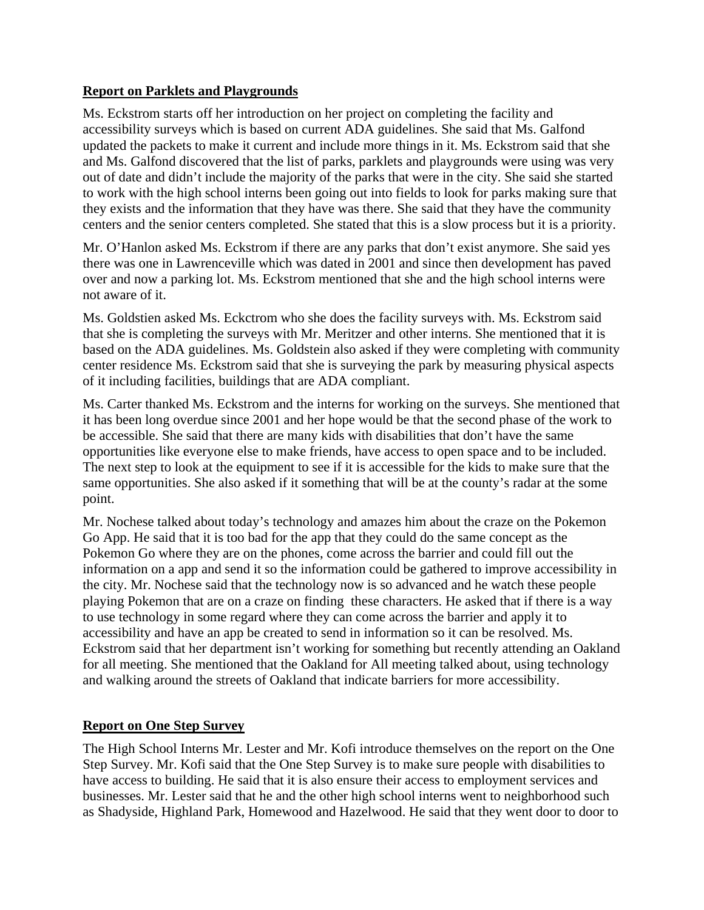**Report on Parklets and Playgrounds**

Ms. Eckstrom starts off her introduction on her project on completing the facility and accessibility surveys which is based on current ADA guidelines. She said that Ms. Galfond updated the packets to make it current and include more things in it. Ms. Eckstrom said that she and Ms. Galfond discovered that the list of parks, parklets and playgrounds were using was very out of date and didn't include the majority of the parks that were in the city. She said she started to work with the high school interns been going out into fields to look for parks making sure that they exists and the information that they have was there. She said that they have the community centers and the senior centers completed. She stated that this is a slow process but it is a priority.

Mr. O'Hanlon asked Ms. Eckstrom if there are any parks that don't exist anymore. She said yes there was one in Lawrenceville which was dated in 2001 and since then development has paved over and now a parking lot. Ms. Eckstrom mentioned that she and the high school interns were not aware of it.

Ms. Goldstien asked Ms. Eckctrom who she does the facility surveys with. Ms. Eckstrom said that she is completing the surveys with Mr. Meritzer and other interns. She mentioned that it is based on the ADA guidelines. Ms. Goldstein also asked if they were completing with community center residence Ms. Eckstrom said that she is surveying the park by measuring physical aspects of it including facilities, buildings that are ADA compliant.

Ms. Carter thanked Ms. Eckstrom and the interns for working on the surveys. She mentioned that it has been long overdue since 2001 and her hope would be that the second phase of the work to be accessible. She said that there are many kids with disabilities that don't have the same opportunities like everyone else to make friends, have access to open space and to be included. The next step to look at the equipment to see if it is accessible for the kids to make sure that the same opportunities. She also asked if it something that will be at the county's radar at the some point.

Mr. Nochese talked about today's technology and amazes him about the craze on the Pokemon Go App. He said that it is too bad for the app that they could do the same concept as the Pokemon Go where they are on the phones, come across the barrier and could fill out the information on a app and send it so the information could be gathered to improve accessibility in the city. Mr. Nochese said that the technology now is so advanced and he watch these people playing Pokemon that are on a craze on finding these characters. He asked that if there is a way to use technology in some regard where they can come across the barrier and apply it to accessibility and have an app be created to send in information so it can be resolved. Ms. Eckstrom said that her department isn't working for something but recently attending an Oakland for all meeting. She mentioned that the Oakland for All meeting talked about, using technology and walking around the streets of Oakland that indicate barriers for more accessibility.

**Report on One Step Survey**

The High School Interns Mr. Lester and Mr. Kofi introduce themselves on the report on the One Step Survey. Mr. Kofi said that the One Step Survey is to make sure people with disabilities to have access to building. He said that it is also ensure their access to employment services and businesses. Mr. Lester said that he and the other high school interns went to neighborhood such as Shadyside, Highland Park, Homewood and Hazelwood. He said that they went door to door to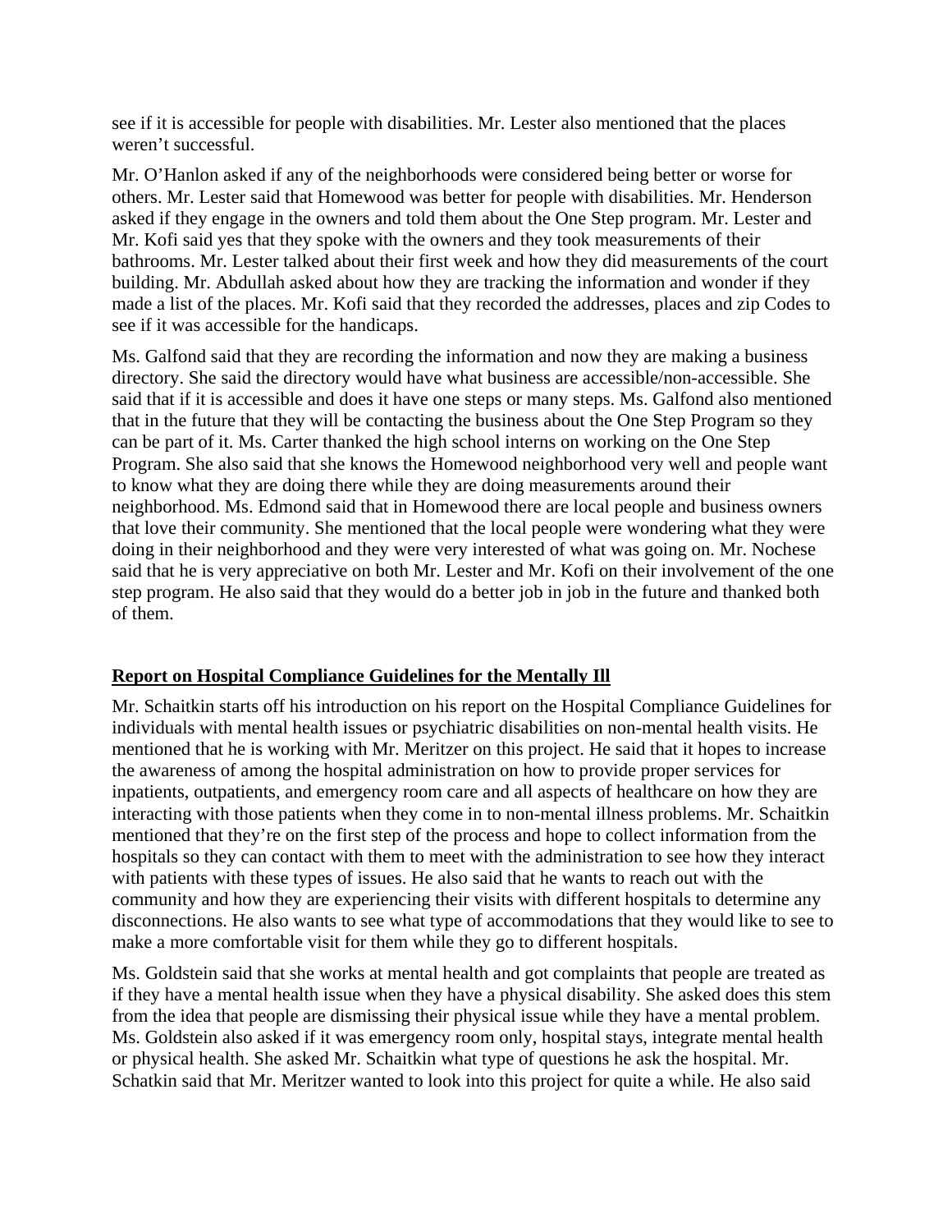see if it is accessible for people with disabilities. Mr. Lester also mentioned that the places weren't successful.

Mr. O'Hanlon asked if any of the neighborhoods were considered being better or worse for others. Mr. Lester said that Homewood was better for people with disabilities. Mr. Henderson asked if they engage in the owners and told them about the One Step program. Mr. Lester and Mr. Kofi said yes that they spoke with the owners and they took measurements of their bathrooms. Mr. Lester talked about their first week and how they did measurements of the court building. Mr. Abdullah asked about how they are tracking the information and wonder if they made a list of the places. Mr. Kofi said that they recorded the addresses, places and zip Codes to see if it was accessible for the handicaps.

Ms. Galfond said that they are recording the information and now they are making a business directory. She said the directory would have what business are accessible/non-accessible. She said that if it is accessible and does it have one steps or many steps. Ms. Galfond also mentioned that in the future that they will be contacting the business about the One Step Program so they can be part of it. Ms. Carter thanked the high school interns on working on the One Step Program. She also said that she knows the Homewood neighborhood very well and people want to know what they are doing there while they are doing measurements around their neighborhood. Ms. Edmond said that in Homewood there are local people and business owners that love their community. She mentioned that the local people were wondering what they were doing in their neighborhood and they were very interested of what was going on. Mr. Nochese said that he is very appreciative on both Mr. Lester and Mr. Kofi on their involvement of the one step program. He also said that they would do a better job in job in the future and thanked both of them.

## Report on Hospital Compliance Guidelines for the Mentally Ill

Mr. Schaitkin starts off his introduction on his report on the Hospital Compliance Guidelines for individuals with mental health issues or psychiatric disabilities on non-mental health visits. He mentioned that he is working with Mr. Meritzer on this project. He said that it hopes to increase the awareness of among the hospital administration on how to provide proper services for inpatients, outpatients, and emergency room care and all aspects of healthcare on how they are interacting with those patients when they come in to non-mental illness problems. Mr. Schaitkin mentioned that they're on the first step of the process and hope to collect information from the hospitals so they can contact with them to meet with the administration to see how they interact with patients with these types of issues. He also said that he wants to reach out with the community and how they are experiencing their visits with different hospitals to determine any disconnections. He also wants to see what type of accommodations that they would like to see to make a more comfortable visit for them while they go to different hospitals.

Ms. Goldstein said that she works at mental health and got complaints that people are treated as if they have a mental health issue when they have a physical disability. She asked does this stem from the idea that people are dismissing their physical issue while they have a mental problem. Ms. Goldstein also asked if it was emergency room only, hospital stays, integrate mental health or physical health. She asked Mr. Schaitkin what type of questions he ask the hospital. Mr. Schatkin said that Mr. Meritzer wanted to look into this project for quite a while. He also said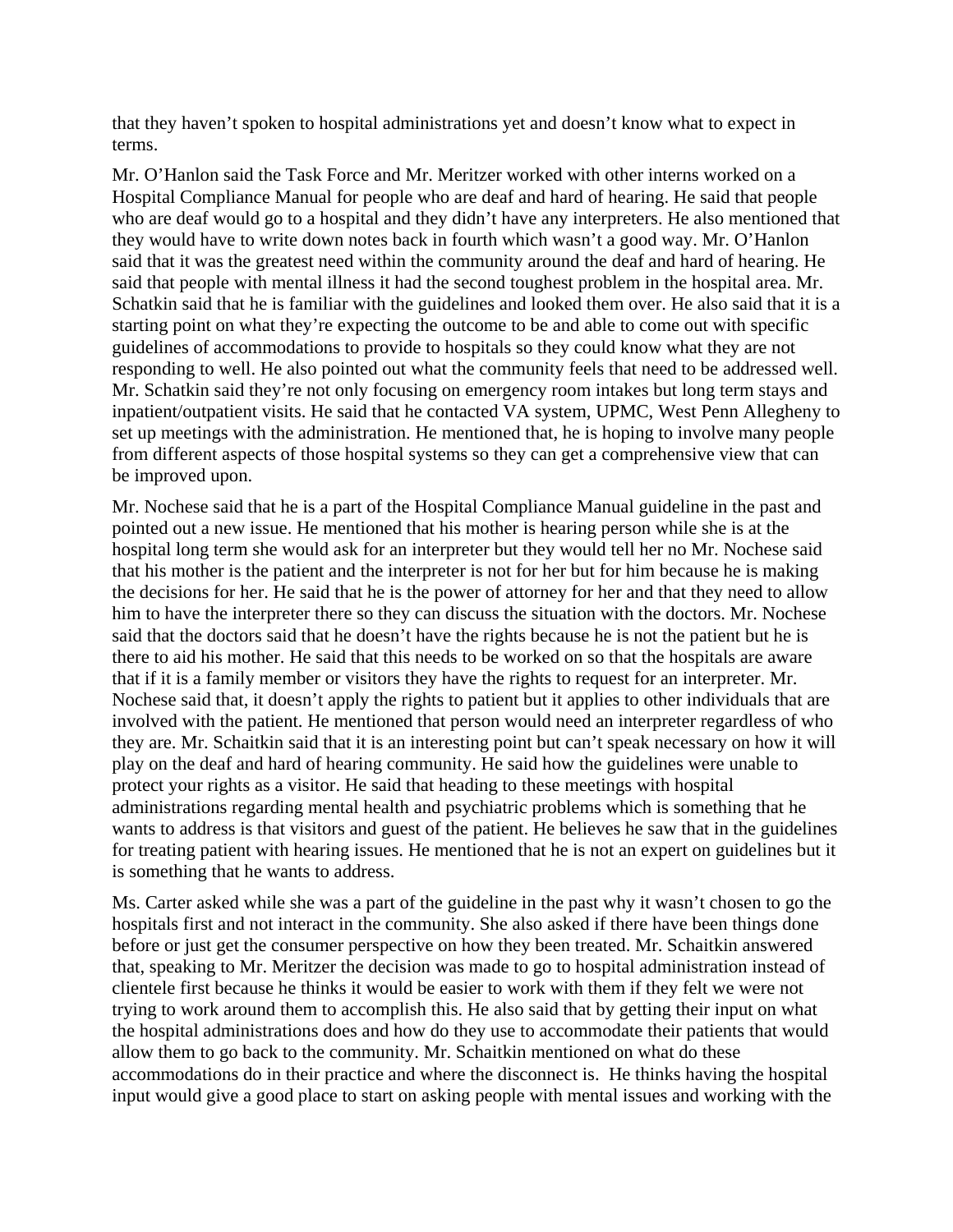that they haven't spoken to hospital administrations yet and doesn't know what to expect in terms.

Mr. O'Hanlon said the Task Force and Mr. Meritzer worked with other interns worked on a Hospital Compliance Manual for people who are deaf and hard of hearing. He said that people who are deaf would go to a hospital and they didn't have any interpreters. He also mentioned that they would have to write down notes back in fourth which wasn't a good way. Mr. O'Hanlon said that it was the greatest need within the community around the deaf and hard of hearing. He said that people with mental illness it had the second toughest problem in the hospital area. Mr. Schatkin said that he is familiar with the guidelines and looked them over. He also said that it is a starting point on what they're expecting the outcome to be and able to come out with specific guidelines of accommodations to provide to hospitals so they could know what they are not responding to well. He also pointed out what the community feels that need to be addressed well. Mr. Schatkin said they're not only focusing on emergency room intakes but long term stays and inpatient/outpatient visits. He said that he contacted VA system, UPMC, West Penn Allegheny to set up meetings with the administration. He mentioned that, he is hoping to involve many people from different aspects of those hospital systems so they can get a comprehensive view that can be improved upon.

Mr. Nochese said that he is a part of the Hospital Compliance Manual guideline in the past and pointed out a new issue. He mentioned that his mother is hearing person while she is at the hospital long term she would ask for an interpreter but they would tell her no Mr. Nochese said that his mother is the patient and the interpreter is not for her but for him because he is making the decisions for her. He said that he is the power of attorney for her and that they need to allow him to have the interpreter there so they can discuss the situation with the doctors. Mr. Nochese said that the doctors said that he doesn't have the rights because he is not the patient but he is there to aid his mother. He said that this needs to be worked on so that the hospitals are aware that if it is a family member or visitors they have the rights to request for an interpreter. Mr. Nochese said that, it doesn't apply the rights to patient but it applies to other individuals that are involved with the patient. He mentioned that person would need an interpreter regardless of who they are. Mr. Schaitkin said that it is an interesting point but can't speak necessary on how it will play on the deaf and hard of hearing community. He said how the guidelines were unable to protect your rights as a visitor. He said that heading to these meetings with hospital administrations regarding mental health and psychiatric problems which is something that he wants to address is that visitors and guest of the patient. He believes he saw that in the guidelines for treating patient with hearing issues. He mentioned that he is not an expert on guidelines but it is something that he wants to address.

Ms. Carter asked while she was a part of the guideline in the past why it wasn't chosen to go the hospitals first and not interact in the community. She also asked if there have been things done before or just get the consumer perspective on how they been treated. Mr. Schaitkin answered that, speaking to Mr. Meritzer the decision was made to go to hospital administration instead of clientele first because he thinks it would be easier to work with them if they felt we were not trying to work around them to accomplish this. He also said that by getting their input on what the hospital administrations does and how do they use to accommodate their patients that would allow them to go back to the community. Mr. Schaitkin mentioned on what do these accommodations do in their practice and where the disconnect is. He thinks having the hospital input would give a good place to start on asking people with mental issues and working with the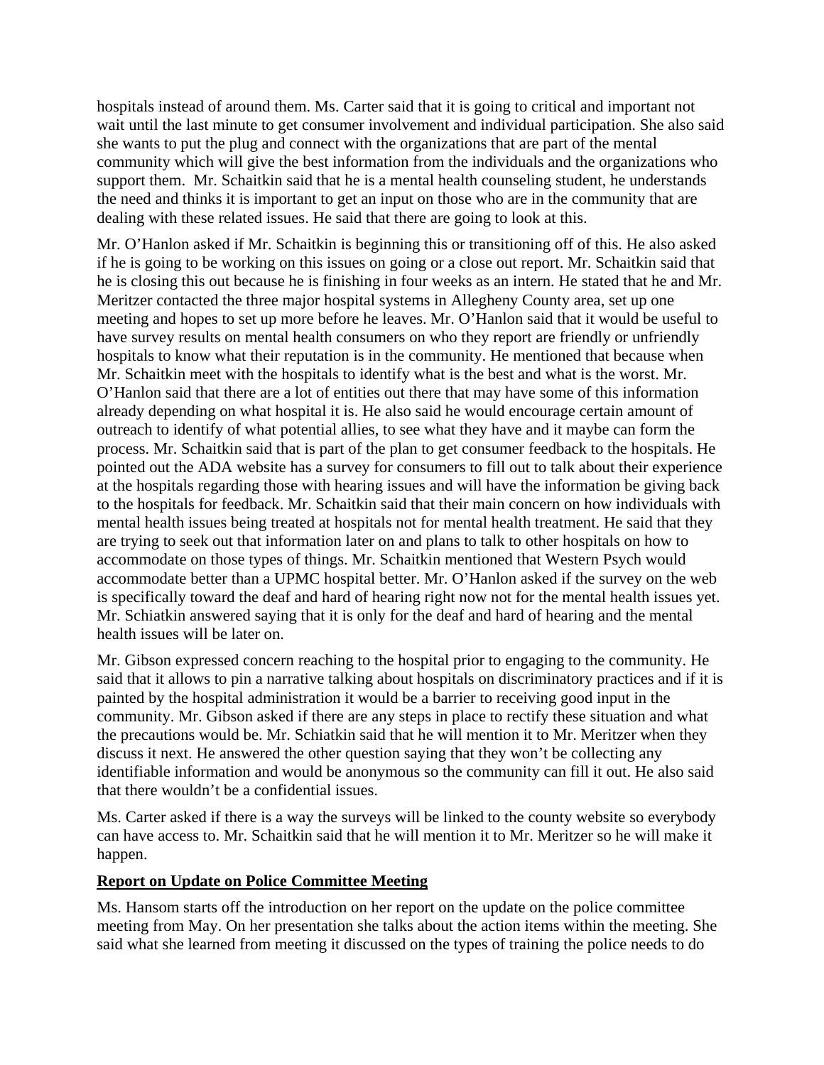hospitals instead of around them. Ms. Carter said that it is going to critical and important not wait until the last minute to get consumer involvement and individual participation. She also said she wants to put the plug and connect with the organizations that are part of the mental community which will give the best information from the individuals and the organizations who support them. Mr. Schaitkin said that he is a mental health counseling student, he understands the need and thinks it is important to get an input on those who are in the community that are dealing with these related issues. He said that there are going to look at this.

Mr. O'Hanlon asked if Mr. Schaitkin is beginning this or transitioning off of this. He also asked if he is going to be working on this issues on going or a close out report. Mr. Schaitkin said that he is closing this out because he is finishing in four weeks as an intern. He stated that he and Mr. Meritzer contacted the three major hospital systems in Allegheny County area, set up one meeting and hopes to set up more before he leaves. Mr. O'Hanlon said that it would be useful to have survey results on mental health consumers on who they report are friendly or unfriendly hospitals to know what their reputation is in the community. He mentioned that because when Mr. Schaitkin meet with the hospitals to identify what is the best and what is the worst. Mr. O'Hanlon said that there are a lot of entities out there that may have some of this information already depending on what hospital it is. He also said he would encourage certain amount of outreach to identify of what potential allies, to see what they have and it maybe can form the process. Mr. Schaitkin said that is part of the plan to get consumer feedback to the hospitals. He pointed out the ADA website has a survey for consumers to fill out to talk about their experience at the hospitals regarding those with hearing issues and will have the information be giving back to the hospitals for feedback. Mr. Schaitkin said that their main concern on how individuals with mental health issues being treated at hospitals not for mental health treatment. He said that they are trying to seek out that information later on and plans to talk to other hospitals on how to accommodate on those types of things. Mr. Schaitkin mentioned that Western Psych would accommodate better than a UPMC hospital better. Mr. O'Hanlon asked if the survey on the web is specifically toward the deaf and hard of hearing right now not for the mental health issues yet. Mr. Schiatkin answered saying that it is only for the deaf and hard of hearing and the mental health issues will be later on.

Mr. Gibson expressed concern reaching to the hospital prior to engaging to the community. He said that it allows to pin a narrative talking about hospitals on discriminatory practices and if it is painted by the hospital administration it would be a barrier to receiving good input in the community. Mr. Gibson asked if there are any steps in place to rectify these situation and what the precautions would be. Mr. Schiatkin said that he will mention it to Mr. Meritzer when they discuss it next. He answered the other question saying that they won't be collecting any identifiable information and would be anonymous so the community can fill it out. He also said that there wouldn't be a confidential issues.

Ms. Carter asked if there is a way the surveys will be linked to the county website so everybody can have access to. Mr. Schaitkin said that he will mention it to Mr. Meritzer so he will make it happen.

**Report on Update on Police Committee Meeting**

Ms. Hansom starts off the introduction on her report on the update on the police committee meeting from May. On her presentation she talks about the action items within the meeting. She said what she learned from meeting it discussed on the types of training the police needs to do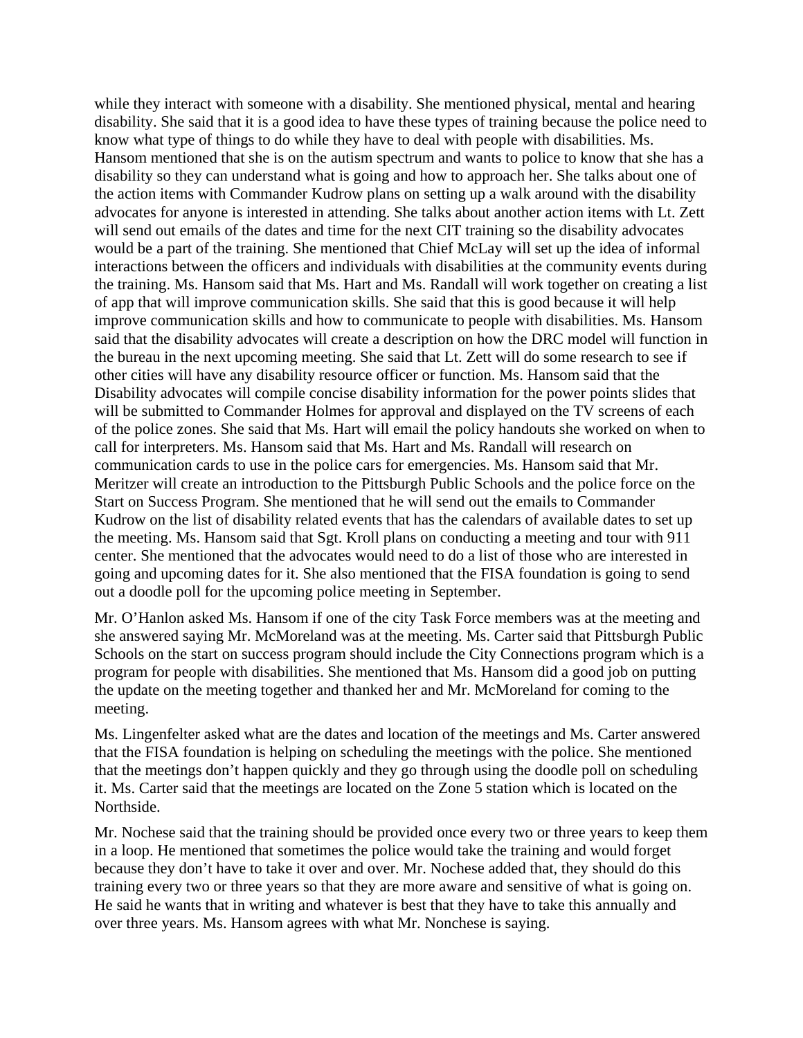while they interact with someone with a disability. She mentioned physical, mental and hearing disability. She said that it is a good idea to have these types of training because the police need to know what type of things to do while they have to deal with people with disabilities. Ms. Hansom mentioned that she is on the autism spectrum and wants to police to know that she has a disability so they can understand what is going and how to approach her. She talks about one of the action items with Commander Kudrow plans on setting up a walk around with the disability advocates for anyone is interested in attending. She talks about another action items with Lt. Zett will send out emails of the dates and time for the next CIT training so the disability advocates would be a part of the training. She mentioned that Chief McLay will set up the idea of informal interactions between the officers and individuals with disabilities at the community events during the training. Ms. Hansom said that Ms. Hart and Ms. Randall will work together on creating a list of app that will improve communication skills. She said that this is good because it will help improve communication skills and how to communicate to people with disabilities. Ms. Hansom said that the disability advocates will create a description on how the DRC model will function in the bureau in the next upcoming meeting. She said that Lt. Zett will do some research to see if other cities will have any disability resource officer or function. Ms. Hansom said that the Disability advocates will compile concise disability information for the power points slides that will be submitted to Commander Holmes for approval and displayed on the TV screens of each of the police zones. She said that Ms. Hart will email the policy handouts she worked on when to call for interpreters. Ms. Hansom said that Ms. Hart and Ms. Randall will research on communication cards to use in the police cars for emergencies. Ms. Hansom said that Mr. Meritzer will create an introduction to the Pittsburgh Public Schools and the police force on the Start on Success Program. She mentioned that he will send out the emails to Commander Kudrow on the list of disability related events that has the calendars of available dates to set up the meeting. Ms. Hansom said that Sgt. Kroll plans on conducting a meeting and tour with 911 center. She mentioned that the advocates would need to do a list of those who are interested in going and upcoming dates for it. She also mentioned that the FISA foundation is going to send out a doodle poll for the upcoming police meeting in September.

Mr. O'Hanlon asked Ms. Hansom if one of the city Task Force members was at the meeting and she answered saying Mr. McMoreland was at the meeting. Ms. Carter said that Pittsburgh Public Schools on the start on success program should include the City Connections program which is a program for people with disabilities. She mentioned that Ms. Hansom did a good job on putting the update on the meeting together and thanked her and Mr. McMoreland for coming to the meeting.

Ms. Lingenfelter asked what are the dates and location of the meetings and Ms. Carter answered that the FISA foundation is helping on scheduling the meetings with the police. She mentioned that the meetings don't happen quickly and they go through using the doodle poll on scheduling it. Ms. Carter said that the meetings are located on the Zone 5 station which is located on the Northside.

Mr. Nochese said that the training should be provided once every two or three years to keep them in a loop. He mentioned that sometimes the police would take the training and would forget because they don't have to take it over and over. Mr. Nochese added that, they should do this training every two or three years so that they are more aware and sensitive of what is going on. He said he wants that in writing and whatever is best that they have to take this annually and over three years. Ms. Hansom agrees with what Mr. Nonchese is saying.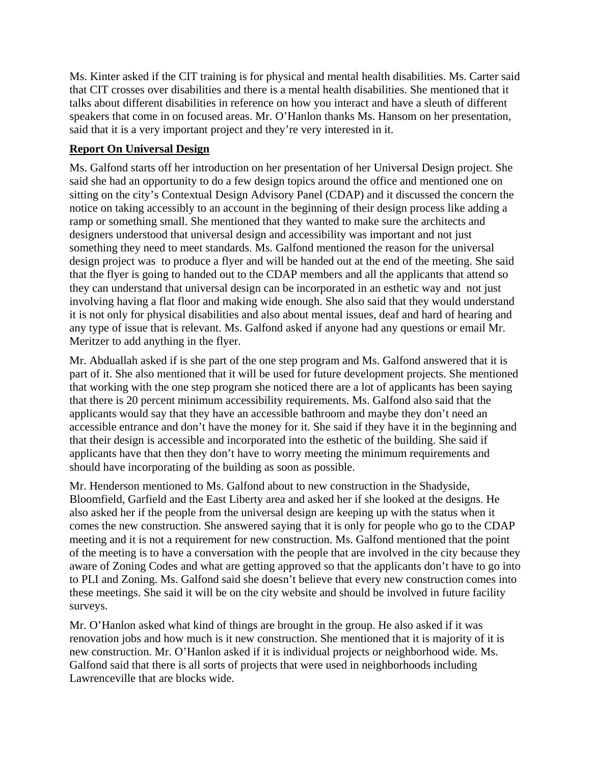Ms. Kinter asked if the CIT training is for physical and mental health disabilities. Ms. Carter said that CIT crosses over disabilities and there is a mental health disabilities. She mentioned that it talks about different disabilities in reference on how you interact and have a sleuth of different speakers that come in on focused areas. Mr. O'Hanlon thanks Ms. Hansom on her presentation, said that it is a very important project and they're very interested in it.

**Report On Universal Design**

Ms. Galfond starts off her introduction on her presentation of her Universal Design project. She said she had an opportunity to do a few design topics around the office and mentioned one on sitting on the city's Contextual Design Advisory Panel (CDAP) and it discussed the concern the notice on taking accessibly to an account in the beginning of their design process like adding a ramp or something small. She mentioned that they wanted to make sure the architects and designers understood that universal design and accessibility was important and not just something they need to meet standards. Ms. Galfond mentioned the reason for the universal design project was to produce a flyer and will be handed out at the end of the meeting. She said that the flyer is going to handed out to the CDAP members and all the applicants that attend so they can understand that universal design can be incorporated in an esthetic way and not just involving having a flat floor and making wide enough. She also said that they would understand it is not only for physical disabilities and also about mental issues, deaf and hard of hearing and any type of issue that is relevant. Ms. Galfond asked if anyone had any questions or email Mr. Meritzer to add anything in the flyer.

Mr. Abduallah asked if is she part of the one step program and Ms. Galfond answered that it is part of it. She also mentioned that it will be used for future development projects. She mentioned that working with the one step program she noticed there are a lot of applicants has been saying that there is 20 percent minimum accessibility requirements. Ms. Galfond also said that the applicants would say that they have an accessible bathroom and maybe they don't need an accessible entrance and don't have the money for it. She said if they have it in the beginning and that their design is accessible and incorporated into the esthetic of the building. She said if applicants have that then they don't have to worry meeting the minimum requirements and should have incorporating of the building as soon as possible.

Mr. Henderson mentioned to Ms. Galfond about to new construction in the Shadyside, Bloomfield, Garfield and the East Liberty area and asked her if she looked at the designs. He also asked her if the people from the universal design are keeping up with the status when it comes the new construction. She answered saying that it is only for people who go to the CDAP meeting and it is not a requirement for new construction. Ms. Galfond mentioned that the point of the meeting is to have a conversation with the people that are involved in the city because they aware of Zoning Codes and what are getting approved so that the applicants don't have to go into to PLI and Zoning. Ms. Galfond said she doesn't believe that every new construction comes into these meetings. She said it will be on the city website and should be involved in future facility surveys.

Mr. O'Hanlon asked what kind of things are brought in the group. He also asked if it was renovation jobs and how much is it new construction. She mentioned that it is majority of it is new construction. Mr. O'Hanlon asked if it is individual projects or neighborhood wide. Ms. Galfond said that there is all sorts of projects that were used in neighborhoods including Lawrenceville that are blocks wide.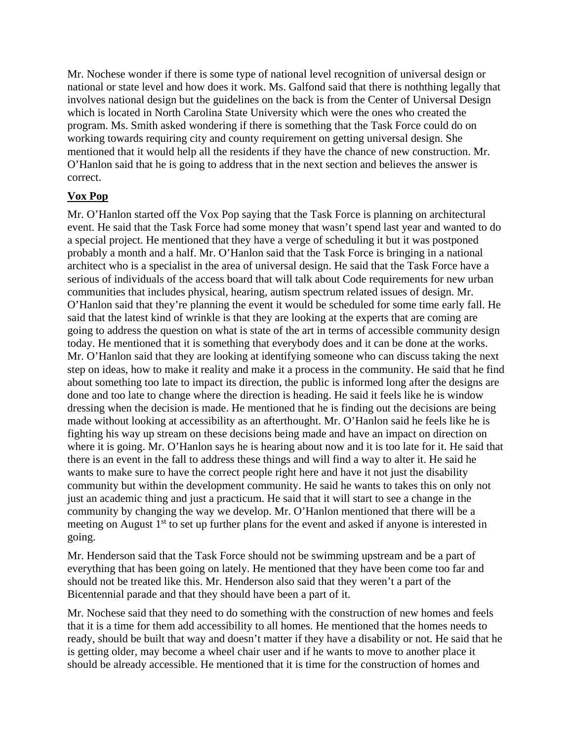Mr. Nochese wonder if there is some type of national level recognition of universal design or national or state level and how does it work. Ms. Galfond said that there is noththing legally that involves national design but the guidelines on the back is from the Center of Universal Design which is located in North Carolina State University which were the ones who created the program. Ms. Smith asked wondering if there is something that the Task Force could do on working towards requiring city and county requirement on getting universal design. She mentioned that it would help all the residents if they have the chance of new construction. Mr. O'Hanlon said that he is going to address that in the next section and believes the answer is correct.

**Vox Pop**

Mr. O'Hanlon started off the Vox Pop saying that the Task Force is planning on architectural event. He said that the Task Force had some money that wasn't spend last year and wanted to do a special project. He mentioned that they have a verge of scheduling it but it was postponed probably a month and a half. Mr. O'Hanlon said that the Task Force is bringing in a national architect who is a specialist in the area of universal design. He said that the Task Force have a serious of individuals of the access board that will talk about Code requirements for new urban communities that includes physical, hearing, autism spectrum related issues of design. Mr. O'Hanlon said that they're planning the event it would be scheduled for some time early fall. He said that the latest kind of wrinkle is that they are looking at the experts that are coming are going to address the question on what is state of the art in terms of accessible community design today. He mentioned that it is something that everybody does and it can be done at the works. Mr. O'Hanlon said that they are looking at identifying someone who can discuss taking the next step on ideas, how to make it reality and make it a process in the community. He said that he find about something too late to impact its direction, the public is informed long after the designs are done and too late to change where the direction is heading. He said it feels like he is window dressing when the decision is made. He mentioned that he is finding out the decisions are being made without looking at accessibility as an afterthought. Mr. O'Hanlon said he feels like he is fighting his way up stream on these decisions being made and have an impact on direction on where it is going. Mr. O'Hanlon says he is hearing about now and it is too late for it. He said that there is an event in the fall to address these things and will find a way to alter it. He said he wants to make sure to have the correct people right here and have it not just the disability community but within the development community. He said he wants to takes this on only not just an academic thing and just a practicum. He said that it will start to see a change in the community by changing the way we develop. Mr. O'Hanlon mentioned that there will be a meeting on August 1st to set up further plans for the event and asked if anyone is interested in going.

Mr. Henderson said that the Task Force should not be swimming upstream and be a part of everything that has been going on lately. He mentioned that they have been come too far and should not be treated like this. Mr. Henderson also said that they weren't a part of the Bicentennial parade and that they should have been a part of it.

Mr. Nochese said that they need to do something with the construction of new homes and feels that it is a time for them add accessibility to all homes. He mentioned that the homes needs to ready, should be built that way and doesn't matter if they have a disability or not. He said that he is getting older, may become a wheel chair user and if he wants to move to another place it should be already accessible. He mentioned that it is time for the construction of homes and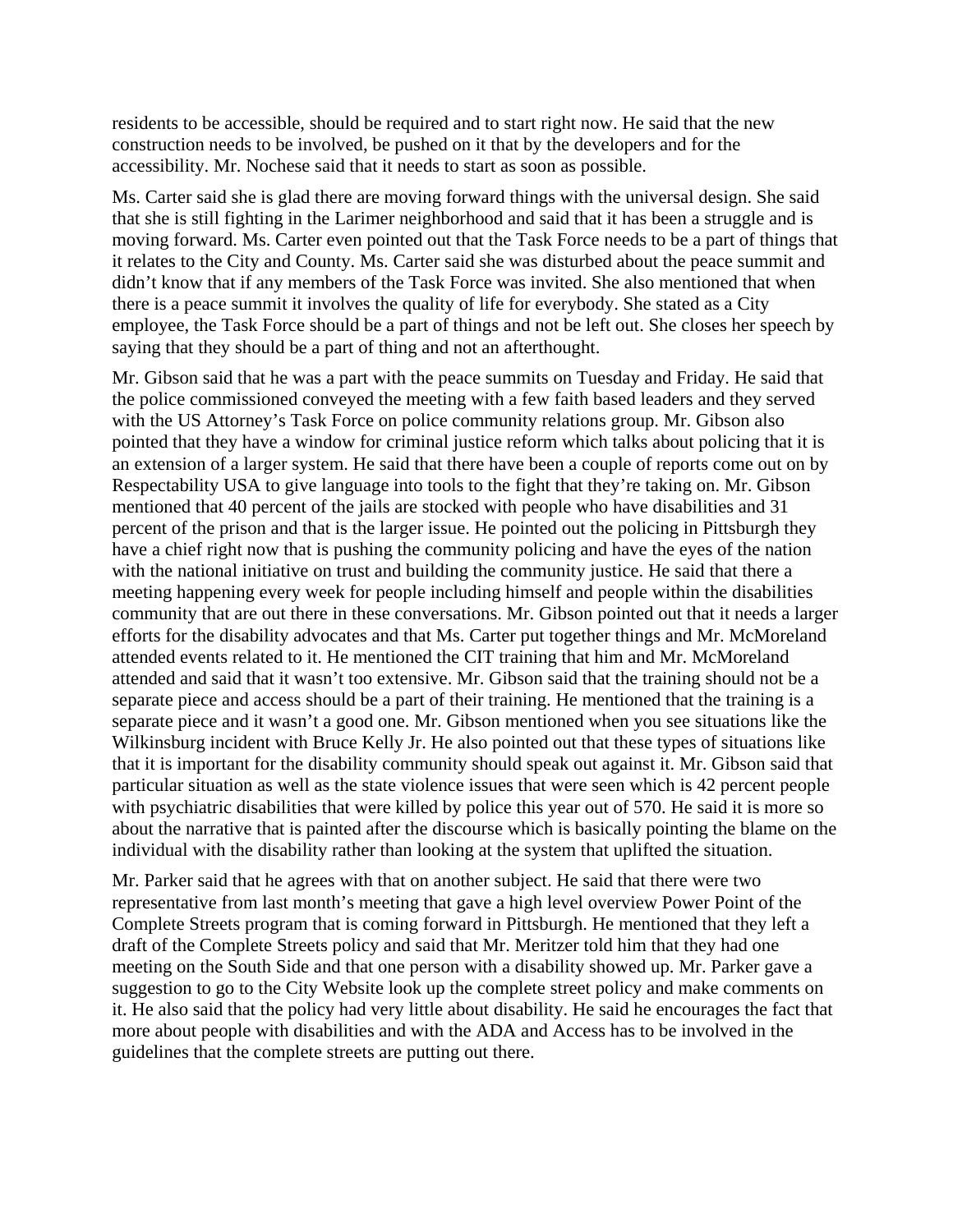residents to be accessible, should be required and to start right now. He said that the new construction needs to be involved, be pushed on it that by the developers and for the accessibility. Mr. Nochese said that it needs to start as soon as possible.

Ms. Carter said she is glad there are moving forward things with the universal design. She said that she is still fighting in the Larimer neighborhood and said that it has been a struggle and is moving forward. Ms. Carter even pointed out that the Task Force needs to be a part of things that it relates to the City and County. Ms. Carter said she was disturbed about the peace summit and didn't know that if any members of the Task Force was invited. She also mentioned that when there is a peace summit it involves the quality of life for everybody. She stated as a City employee, the Task Force should be a part of things and not be left out. She closes her speech by saying that they should be a part of thing and not an afterthought.

Mr. Gibson said that he was a part with the peace summits on Tuesday and Friday. He said that the police commissioned conveyed the meeting with a few faith based leaders and they served with the US Attorney's Task Force on police community relations group. Mr. Gibson also pointed that they have a window for criminal justice reform which talks about policing that it is an extension of a larger system. He said that there have been a couple of reports come out on by Respectability USA to give language into tools to the fight that they're taking on. Mr. Gibson mentioned that 40 percent of the jails are stocked with people who have disabilities and 31 percent of the prison and that is the larger issue. He pointed out the policing in Pittsburgh they have a chief right now that is pushing the community policing and have the eyes of the nation with the national initiative on trust and building the community justice. He said that there a meeting happening every week for people including himself and people within the disabilities community that are out there in these conversations. Mr. Gibson pointed out that it needs a larger efforts for the disability advocates and that Ms. Carter put together things and Mr. McMoreland attended events related to it. He mentioned the CIT training that him and Mr. McMoreland attended and said that it wasn't too extensive. Mr. Gibson said that the training should not be a separate piece and access should be a part of their training. He mentioned that the training is a separate piece and it wasn't a good one. Mr. Gibson mentioned when you see situations like the Wilkinsburg incident with Bruce Kelly Jr. He also pointed out that these types of situations like that it is important for the disability community should speak out against it. Mr. Gibson said that particular situation as well as the state violence issues that were seen which is 42 percent people with psychiatric disabilities that were killed by police this year out of 570. He said it is more so about the narrative that is painted after the discourse which is basically pointing the blame on the individual with the disability rather than looking at the system that uplifted the situation.

Mr. Parker said that he agrees with that on another subject. He said that there were two representative from last month's meeting that gave a high level overview Power Point of the Complete Streets program that is coming forward in Pittsburgh. He mentioned that they left a draft of the Complete Streets policy and said that Mr. Meritzer told him that they had one meeting on the South Side and that one person with a disability showed up. Mr. Parker gave a suggestion to go to the City Website look up the complete street policy and make comments on it. He also said that the policy had very little about disability. He said he encourages the fact that more about people with disabilities and with the ADA and Access has to be involved in the guidelines that the complete streets are putting out there.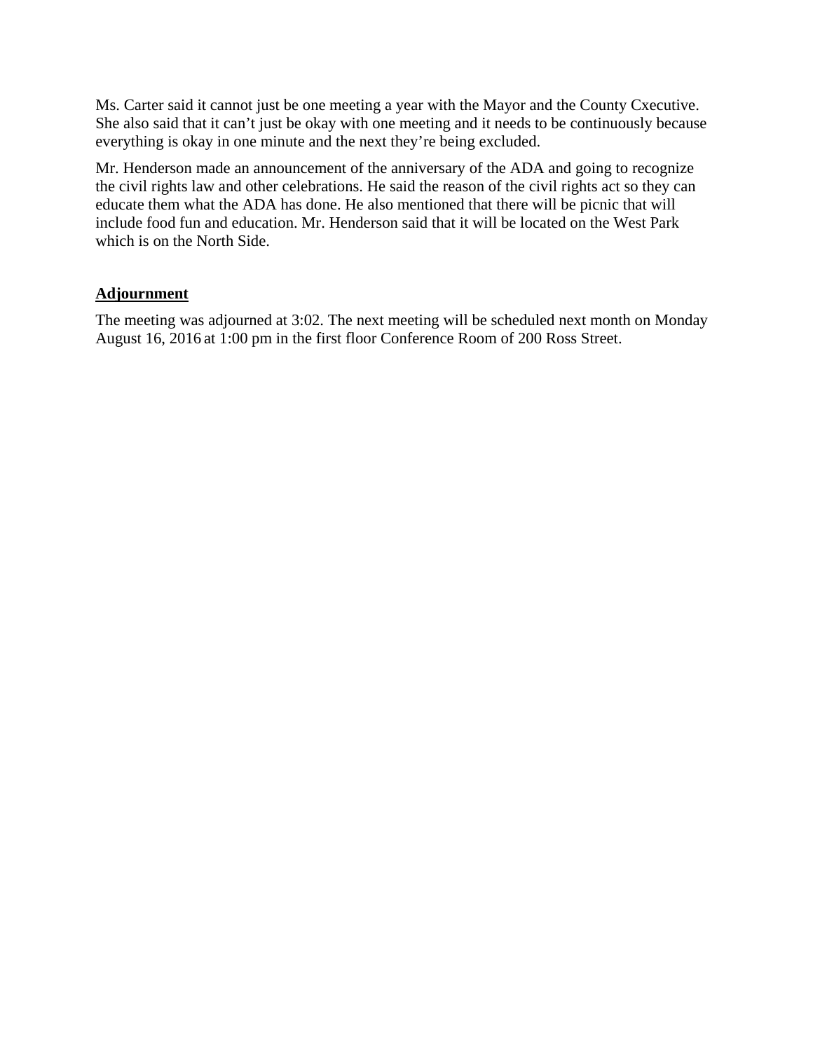Ms. Carter said it cannot just be one meeting a year with the Mayor and the County Cxecutive. She also said that it can't just be okay with one meeting and it needs to be continuously because everything is okay in one minute and the next they're being excluded.

Mr. Henderson made an announcement of the anniversary of the ADA and going to recognize the civil rights law and other celebrations. He said the reason of the civil rights act so they can educate them what the ADA has done. He also mentioned that there will be picnic that will include food fun and education. Mr. Henderson said that it will be located on the West Park which is on the North Side.

**<u>Adjournment</u>**

The meeting was adjourned at 3:02. The next meeting will be scheduled next month on Monday August 16, 2016 at 1:00 pm in the first floor Conference Room of 200 Ross Street.